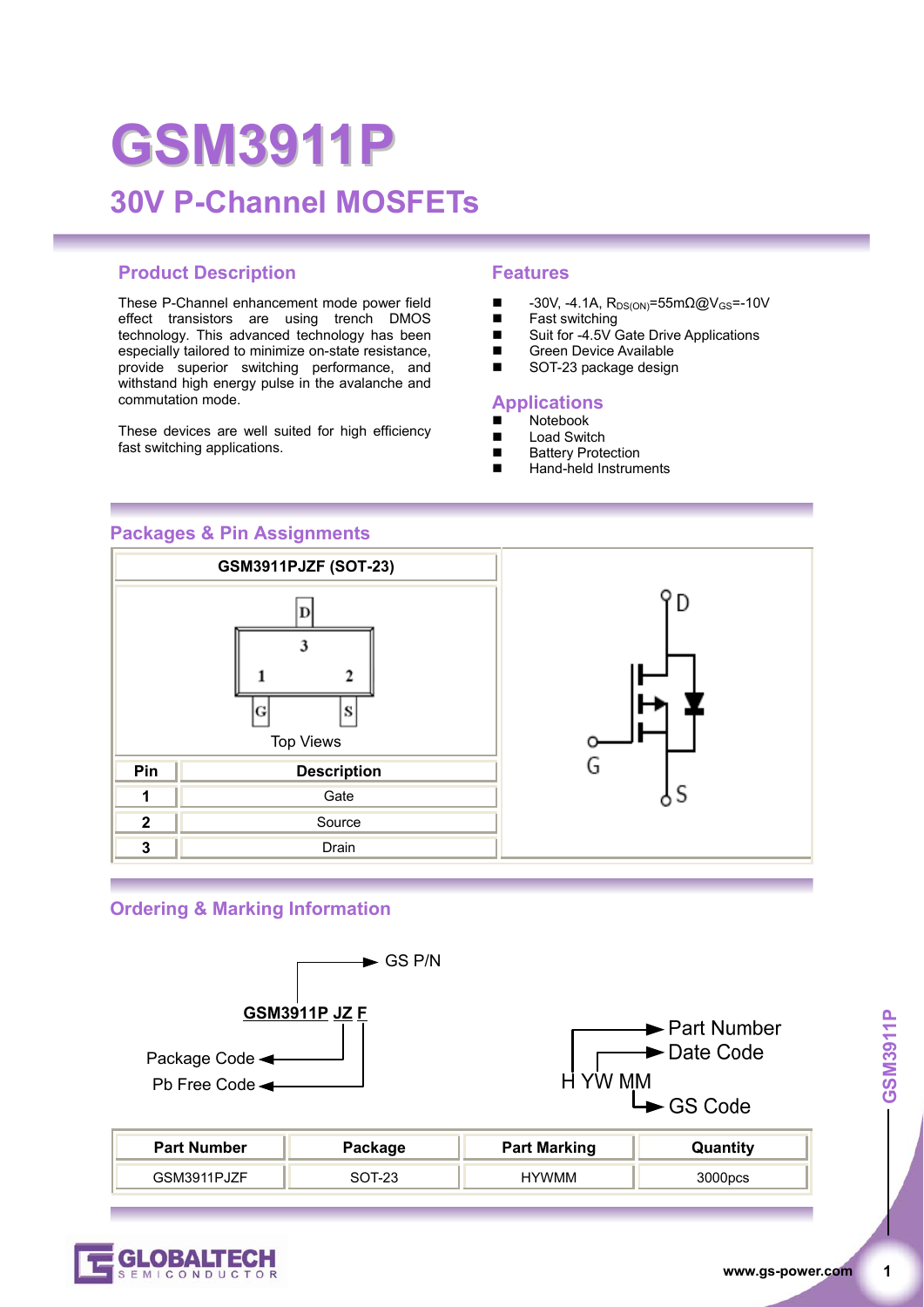# GSM3911P

## 30V P-Channel MOSFETs

### Product Description

These P-Channel enhancement mode power field effect transistors are using trench DMOS technology. This advanced technology has been especially tailored to minimize on-state resistance, provide superior switching performance, and withstand high energy pulse in the avalanche and commutation mode.

These devices are well suited for high efficiency fast switching applications.

### Features

- -30V, -4.1A, $R_{DS(ON)}$=55mΩ@$V_{GS}$=-10V
- Fast switching
- Suit for -4.5V Gate Drive Applications
- Green Device Available
- SOT-23 package design

### Applications

- Notebook
- Load Switch
- Battery Protection
- Hand-held Instruments

### Packages & Pin Assignments

GSM3911PJZF (SOT-23)

Top Views

| Pin | Description |
|---|---|
| 1 | Gate |
| 2 | Source |
| 3 | Drain |

### Ordering & Marking Information

GSM3911P JZ F

- GSM3911P: GS P/N
- JZ: Package Code
- F: Pb Free Code

H YW MM

- H: Part Number
- YW: Date Code
- MM: GS Code

| Part Number | Package | Part Marking | Quantity |
|---|---|---|---|
| GSM3911PJZF | SOT-23 | HYWMM | 3000pcs |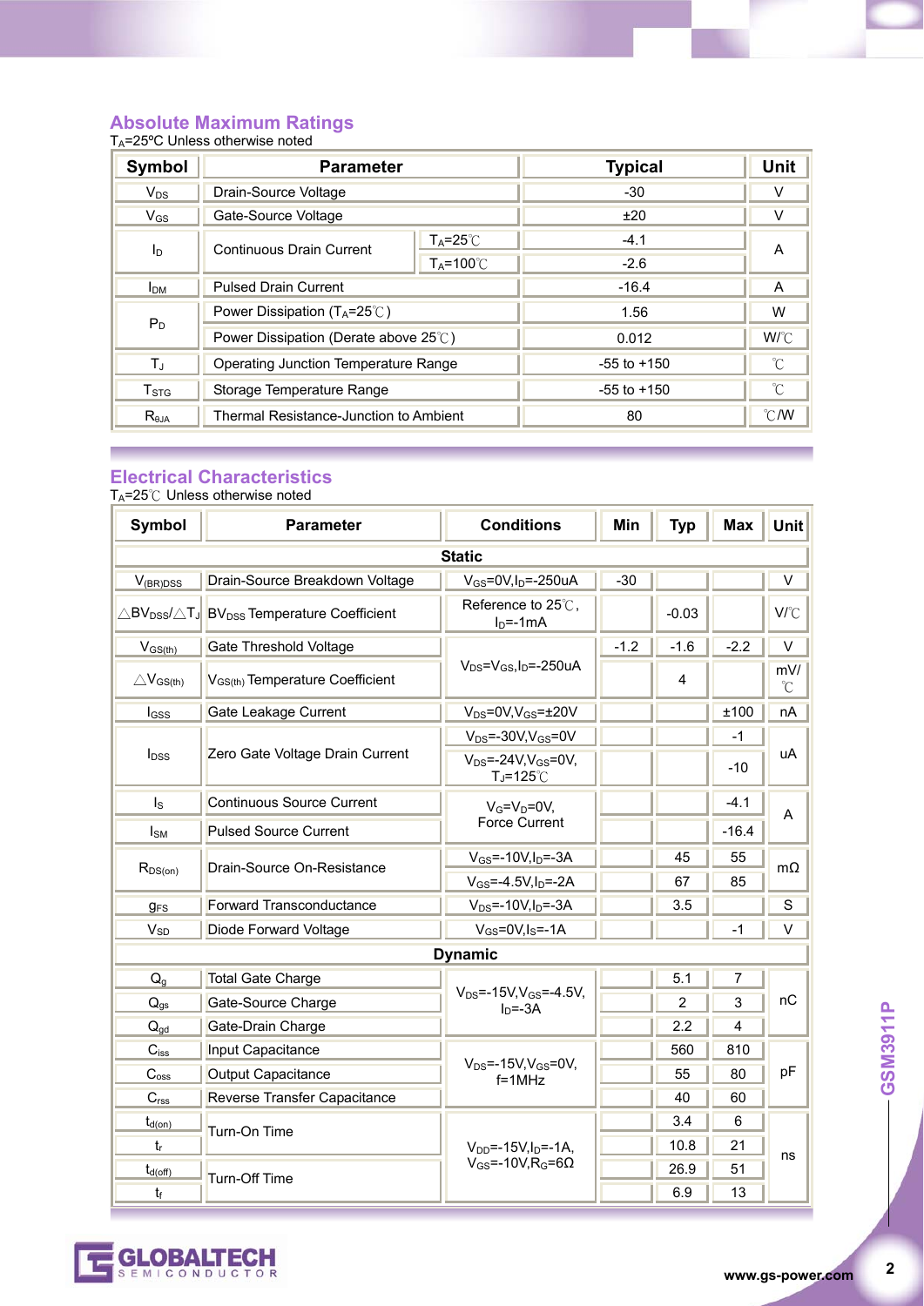## Absolute Maximum Ratings

$T_A$=25ºC Unless otherwise noted

| Symbol | Parameter | | Typical | Unit |
|---|---|---|---|---|
| $V_{DS}$ | Drain-Source Voltage | | -30 | V |
| $V_{GS}$ | Gate-Source Voltage | | ±20 | V |
| $I_D$ | Continuous Drain Current | $T_A$=25℃ | -4.1 | A |
| | | $T_A$=100℃ | -2.6 | |
| $I_{DM}$ | Pulsed Drain Current | | -16.4 | A |
| $P_D$ | Power Dissipation ($T_A$=25℃) | | 1.56 | W |
| | Power Dissipation (Derate above 25℃) | | 0.012 | W/℃ |
| $T_J$ | Operating Junction Temperature Range | | -55 to +150 | ℃ |
| $T_{STG}$ | Storage Temperature Range | | -55 to +150 | ℃ |
| $R_{θJA}$ | Thermal Resistance-Junction to Ambient | | 80 | ℃/W |

## Electrical Characteristics

$T_A$=25℃ Unless otherwise noted

| Symbol | Parameter | Conditions | Min | Typ | Max | Unit |
|---|---|---|---|---|---|---|
| **Static** | | | | | | |
| $V_{(BR)DSS}$ | Drain-Source Breakdown Voltage | $V_{GS}$=0V,$I_D$=-250uA | -30 | | | V |
| $△BV_{DSS}/△T_J$ | $BV_{DSS}$ Temperature Coefficient | Reference to 25℃, $I_D$=-1mA | | -0.03 | | V/℃ |
| $V_{GS(th)}$ | Gate Threshold Voltage | $V_{DS}$=$V_{GS}$,$I_D$=-250uA | -1.2 | -1.6 | -2.2 | V |
| $△V_{GS(th)}$ | $V_{GS(th)}$ Temperature Coefficient | | | 4 | | mV/℃ |
| $I_{GSS}$ | Gate Leakage Current | $V_{DS}$=0V,$V_{GS}$=±20V | | | ±100 | nA |
| $I_{DSS}$ | Zero Gate Voltage Drain Current | $V_{DS}$=-30V,$V_{GS}$=0V | | | -1 | uA |
| | | $V_{DS}$=-24V,$V_{GS}$=0V, $T_J$=125℃ | | | -10 | |
| $I_S$ | Continuous Source Current | $V_G$=$V_D$=0V, Force Current | | | -4.1 | A |
| $I_{SM}$ | Pulsed Source Current | | | | -16.4 | |
| $R_{DS(on)}$ | Drain-Source On-Resistance | $V_{GS}$=-10V,$I_D$=-3A | | 45 | 55 | mΩ |
| | | $V_{GS}$=-4.5V,$I_D$=-2A | | 67 | 85 | |
| $g_{FS}$ | Forward Transconductance | $V_{DS}$=-10V,$I_D$=-3A | | 3.5 | | S |
| $V_{SD}$ | Diode Forward Voltage | $V_{GS}$=0V,$I_S$=-1A | | | -1 | V |
| **Dynamic** | | | | | | |
| $Q_g$ | Total Gate Charge | $V_{DS}$=-15V,$V_{GS}$=-4.5V, $I_D$=-3A | | 5.1 | 7 | nC |
| $Q_{gs}$ | Gate-Source Charge | | | 2 | 3 | |
| $Q_{gd}$ | Gate-Drain Charge | | | 2.2 | 4 | |
| $C_{iss}$ | Input Capacitance | $V_{DS}$=-15V,$V_{GS}$=0V, f=1MHz | | 560 | 810 | pF |
| $C_{oss}$ | Output Capacitance | | | 55 | 80 | |
| $C_{rss}$ | Reverse Transfer Capacitance | | | 40 | 60 | |
| $t_{d(on)}$ | Turn-On Time | $V_{DD}$=-15V,$I_D$=-1A, $V_{GS}$=-10V,$R_G$=6Ω | | 3.4 | 6 | ns |
| $t_r$ | | | | 10.8 | 21 | |
| $t_{d(off)}$ | Turn-Off Time | | | 26.9 | 51 | |
| $t_f$ | | | | 6.9 | 13 | |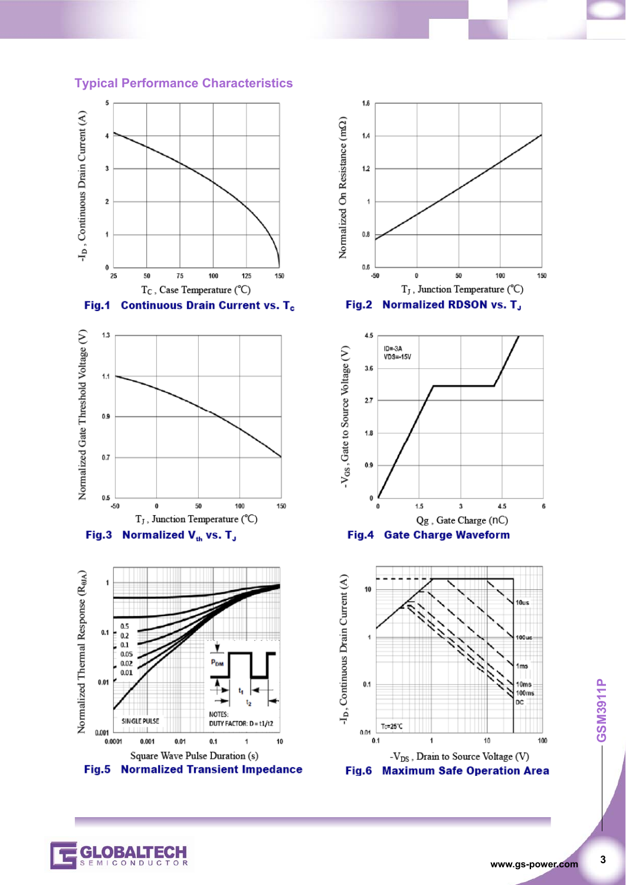## Typical Performance Characteristics

**Fig.1 Continuous Drain Current vs. $T_c$**

**Fig.2 Normalized RDSON vs. $T_J$**

**Fig.3 Normalized $V_{th}$ vs. $T_J$**

**Fig.4 Gate Charge Waveform**

**Fig.5 Normalized Transient Impedance**

**Fig.6 Maximum Safe Operation Area**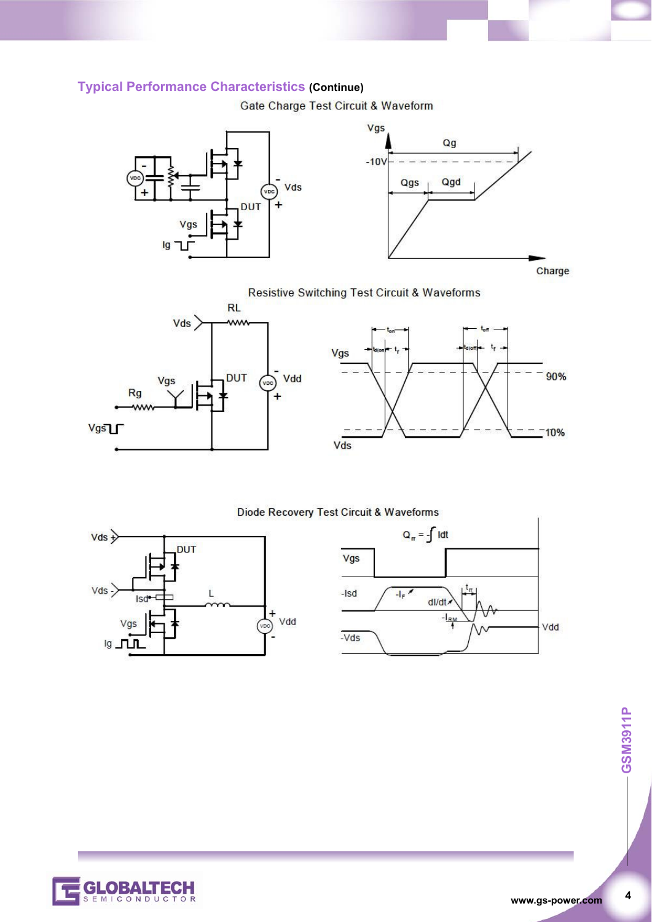## Typical Performance Characteristics **(Continue)**

Gate Charge Test Circuit & Waveform

Resistive Switching Test Circuit & Waveforms

Diode Recovery Test Circuit & Waveforms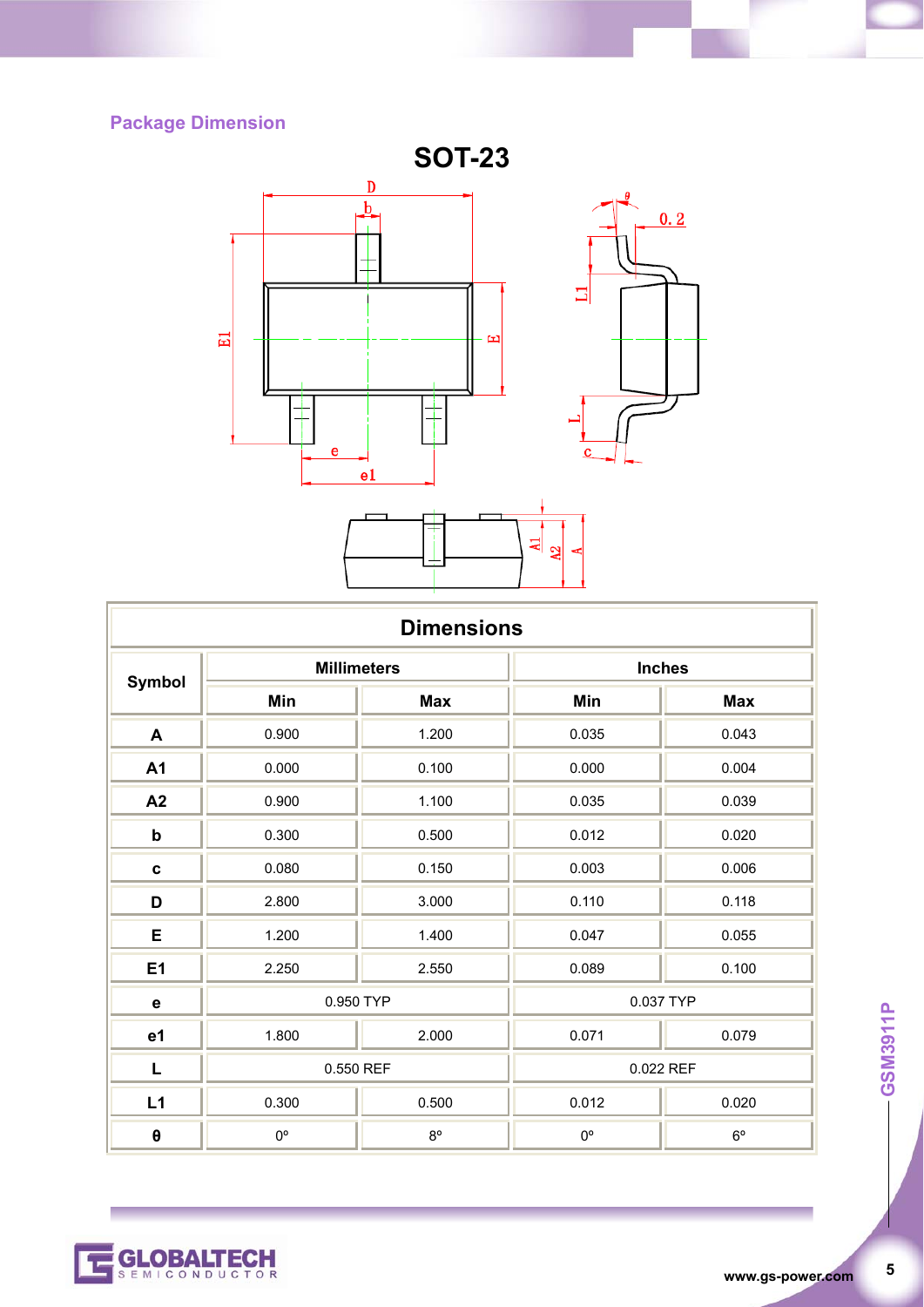## Package Dimension

### SOT-23

| Symbol | Millimeters | | Inches | |
|---|---|---|---|---|
| | Min | Max | Min | Max |
| A | 0.900 | 1.200 | 0.035 | 0.043 |
| A1 | 0.000 | 0.100 | 0.000 | 0.004 |
| A2 | 0.900 | 1.100 | 0.035 | 0.039 |
| b | 0.300 | 0.500 | 0.012 | 0.020 |
| c | 0.080 | 0.150 | 0.003 | 0.006 |
| D | 2.800 | 3.000 | 0.110 | 0.118 |
| E | 1.200 | 1.400 | 0.047 | 0.055 |
| E1 | 2.250 | 2.550 | 0.089 | 0.100 |
| e | 0.950 TYP | | 0.037 TYP | |
| e1 | 1.800 | 2.000 | 0.071 | 0.079 |
| L | 0.550 REF | | 0.022 REF | |
| L1 | 0.300 | 0.500 | 0.012 | 0.020 |
| θ | 0° | 8° | 0° | 6° |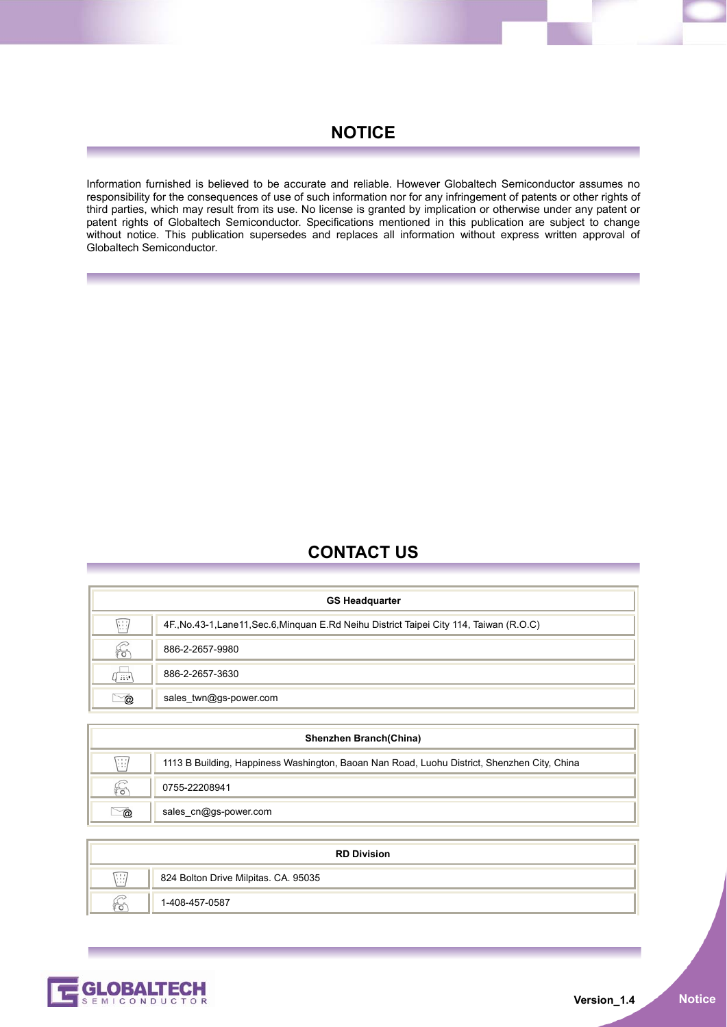## NOTICE

Information furnished is believed to be accurate and reliable. However Globaltech Semiconductor assumes no responsibility for the consequences of use of such information nor for any infringement of patents or other rights of third parties, which may result from its use. No license is granted by implication or otherwise under any patent or patent rights of Globaltech Semiconductor. Specifications mentioned in this publication are subject to change without notice. This publication supersedes and replaces all information without express written approval of Globaltech Semiconductor.

## CONTACT US

| GS Headquarter | |
|---|---|
| Address | 4F.,No.43-1,Lane11,Sec.6,Minquan E.Rd Neihu District Taipei City 114, Taiwan (R.O.C) |
| Tel | 886-2-2657-9980 |
| Fax | 886-2-2657-3630 |
| Email | sales_twn@gs-power.com |

| Shenzhen Branch(China) | |
|---|---|
| Address | 1113 B Building, Happiness Washington, Baoan Nan Road, Luohu District, Shenzhen City, China |
| Tel | 0755-22208941 |
| Email | sales_cn@gs-power.com |

| RD Division | |
|---|---|
| Address | 824 Bolton Drive Milpitas. CA. 95035 |
| Tel | 1-408-457-0587 |

GLOBALTECH SEMICONDUCTOR

Version_1.4